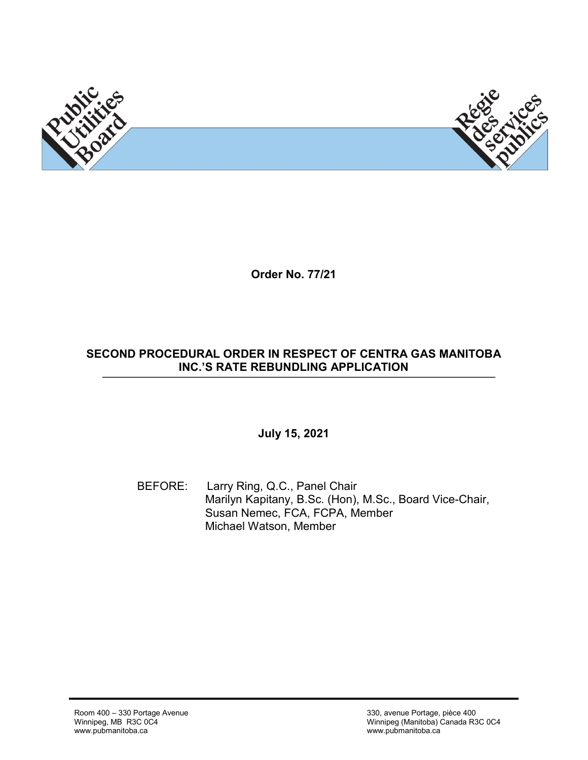Public Utilities Board

Régie des services publics

**Order No. 77/21**

**SECOND PROCEDURAL ORDER IN RESPECT OF CENTRA GAS MANITOBA INC.'S RATE REBUNDLING APPLICATION**

**July 15, 2021**

BEFORE: Larry Ring, Q.C., Panel Chair
Marilyn Kapitany, B.Sc. (Hon), M.Sc., Board Vice-Chair,
Susan Nemec, FCA, FCPA, Member
Michael Watson, Member

Room 400 – 330 Portage Avenue
Winnipeg, MB R3C 0C4
www.pubmanitoba.ca

330, avenue Portage, pièce 400
Winnipeg (Manitoba) Canada R3C 0C4
www.pubmanitoba.ca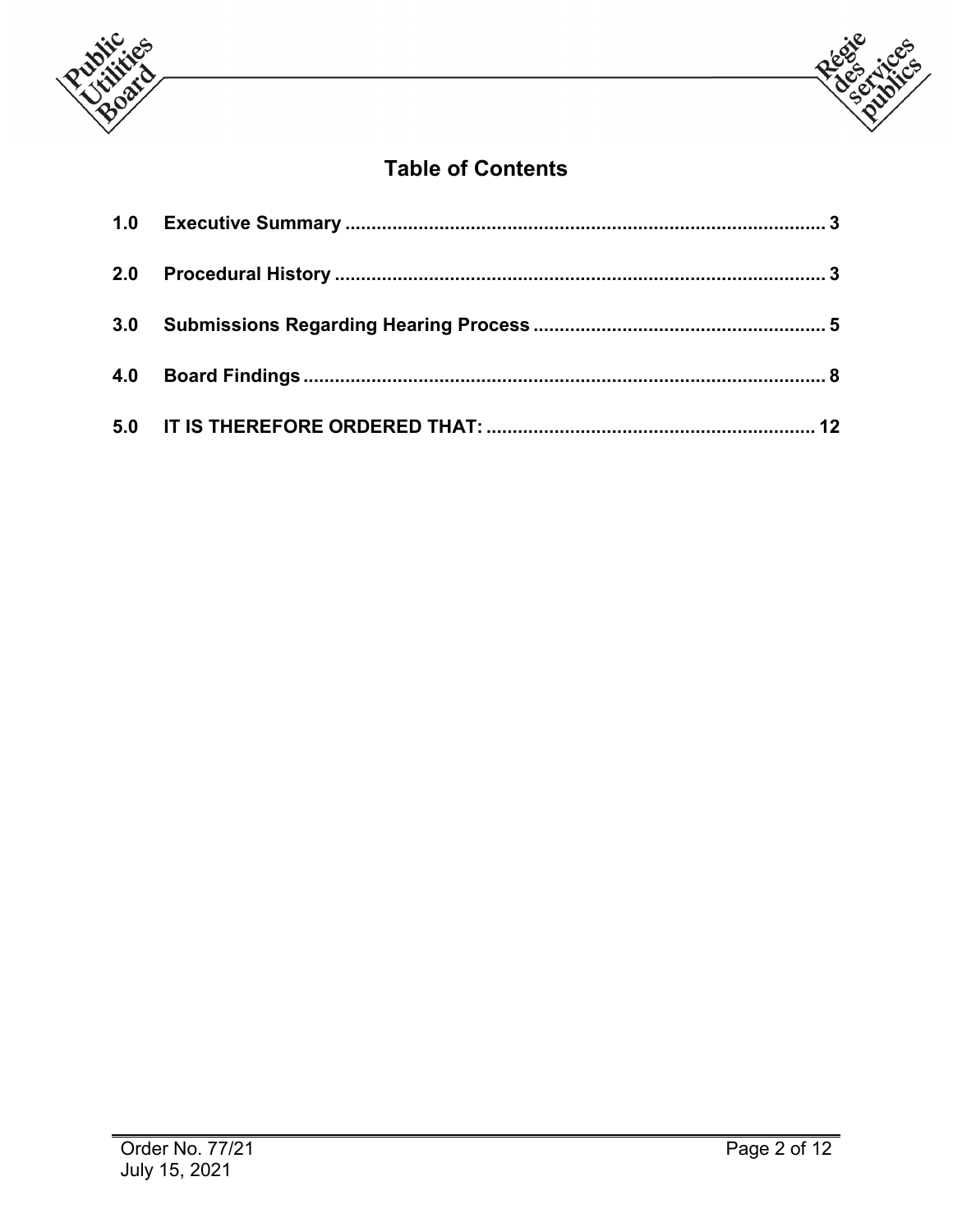# Table of Contents

**1.0 Executive Summary ........................................................................................ 3**

**2.0 Procedural History .......................................................................................... 3**

**3.0 Submissions Regarding Hearing Process ...................................................... 5**

**4.0 Board Findings ................................................................................................. 8**

**5.0 IT IS THEREFORE ORDERED THAT: ............................................................ 12**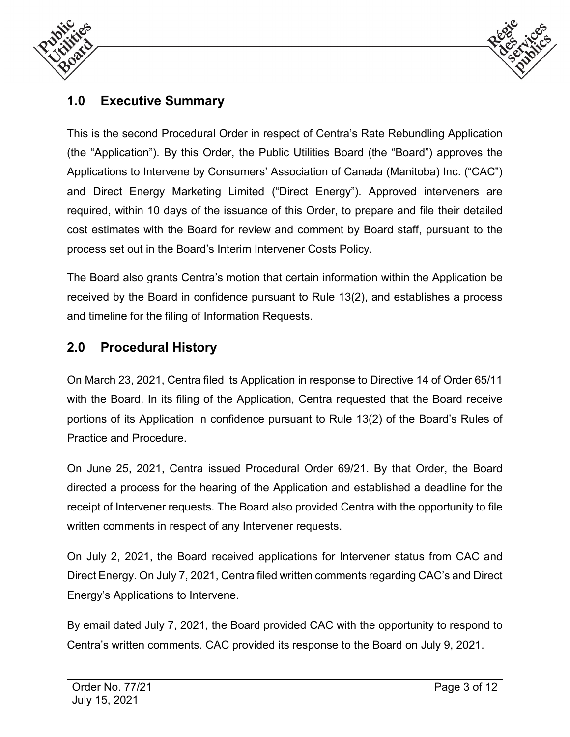## 1.0 Executive Summary

This is the second Procedural Order in respect of Centra's Rate Rebundling Application (the "Application"). By this Order, the Public Utilities Board (the "Board") approves the Applications to Intervene by Consumers' Association of Canada (Manitoba) Inc. ("CAC") and Direct Energy Marketing Limited ("Direct Energy"). Approved interveners are required, within 10 days of the issuance of this Order, to prepare and file their detailed cost estimates with the Board for review and comment by Board staff, pursuant to the process set out in the Board's Interim Intervener Costs Policy.

The Board also grants Centra's motion that certain information within the Application be received by the Board in confidence pursuant to Rule 13(2), and establishes a process and timeline for the filing of Information Requests.

## 2.0 Procedural History

On March 23, 2021, Centra filed its Application in response to Directive 14 of Order 65/11 with the Board. In its filing of the Application, Centra requested that the Board receive portions of its Application in confidence pursuant to Rule 13(2) of the Board's Rules of Practice and Procedure.

On June 25, 2021, Centra issued Procedural Order 69/21. By that Order, the Board directed a process for the hearing of the Application and established a deadline for the receipt of Intervener requests. The Board also provided Centra with the opportunity to file written comments in respect of any Intervener requests.

On July 2, 2021, the Board received applications for Intervener status from CAC and Direct Energy. On July 7, 2021, Centra filed written comments regarding CAC's and Direct Energy's Applications to Intervene.

By email dated July 7, 2021, the Board provided CAC with the opportunity to respond to Centra's written comments. CAC provided its response to the Board on July 9, 2021.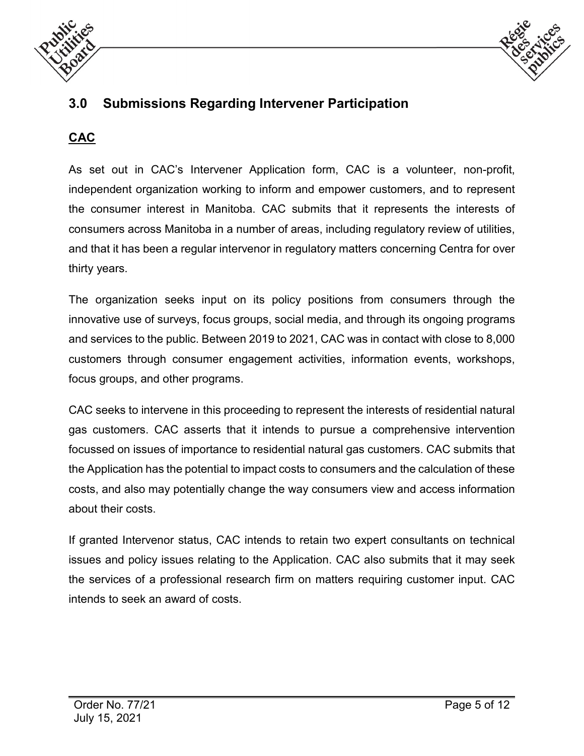## 3.0 Submissions Regarding Intervener Participation

**CAC**

As set out in CAC's Intervener Application form, CAC is a volunteer, non-profit, independent organization working to inform and empower customers, and to represent the consumer interest in Manitoba. CAC submits that it represents the interests of consumers across Manitoba in a number of areas, including regulatory review of utilities, and that it has been a regular intervenor in regulatory matters concerning Centra for over thirty years.

The organization seeks input on its policy positions from consumers through the innovative use of surveys, focus groups, social media, and through its ongoing programs and services to the public. Between 2019 to 2021, CAC was in contact with close to 8,000 customers through consumer engagement activities, information events, workshops, focus groups, and other programs.

CAC seeks to intervene in this proceeding to represent the interests of residential natural gas customers. CAC asserts that it intends to pursue a comprehensive intervention focussed on issues of importance to residential natural gas customers. CAC submits that the Application has the potential to impact costs to consumers and the calculation of these costs, and also may potentially change the way consumers view and access information about their costs.

If granted Intervenor status, CAC intends to retain two expert consultants on technical issues and policy issues relating to the Application. CAC also submits that it may seek the services of a professional research firm on matters requiring customer input. CAC intends to seek an award of costs.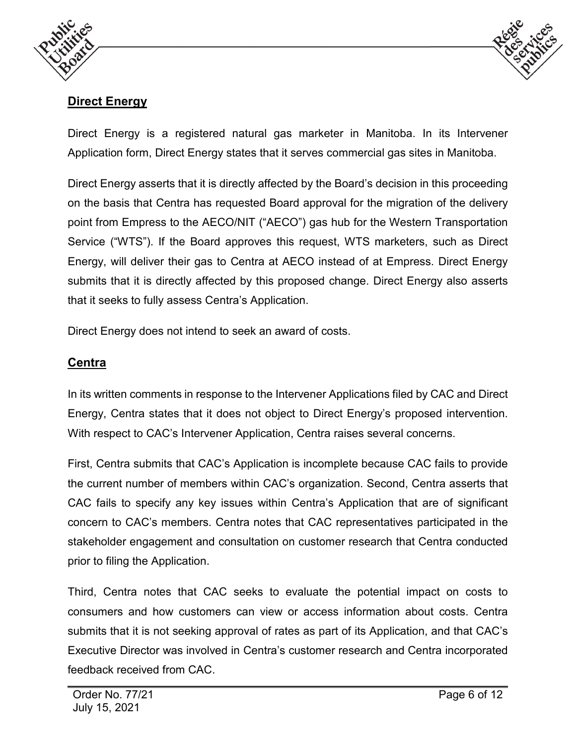## Direct Energy

Direct Energy is a registered natural gas marketer in Manitoba. In its Intervener Application form, Direct Energy states that it serves commercial gas sites in Manitoba.

Direct Energy asserts that it is directly affected by the Board's decision in this proceeding on the basis that Centra has requested Board approval for the migration of the delivery point from Empress to the AECO/NIT ("AECO") gas hub for the Western Transportation Service ("WTS"). If the Board approves this request, WTS marketers, such as Direct Energy, will deliver their gas to Centra at AECO instead of at Empress. Direct Energy submits that it is directly affected by this proposed change. Direct Energy also asserts that it seeks to fully assess Centra's Application.

Direct Energy does not intend to seek an award of costs.

## Centra

In its written comments in response to the Intervener Applications filed by CAC and Direct Energy, Centra states that it does not object to Direct Energy's proposed intervention. With respect to CAC's Intervener Application, Centra raises several concerns.

First, Centra submits that CAC's Application is incomplete because CAC fails to provide the current number of members within CAC's organization. Second, Centra asserts that CAC fails to specify any key issues within Centra's Application that are of significant concern to CAC's members. Centra notes that CAC representatives participated in the stakeholder engagement and consultation on customer research that Centra conducted prior to filing the Application.

Third, Centra notes that CAC seeks to evaluate the potential impact on costs to consumers and how customers can view or access information about costs. Centra submits that it is not seeking approval of rates as part of its Application, and that CAC's Executive Director was involved in Centra's customer research and Centra incorporated feedback received from CAC.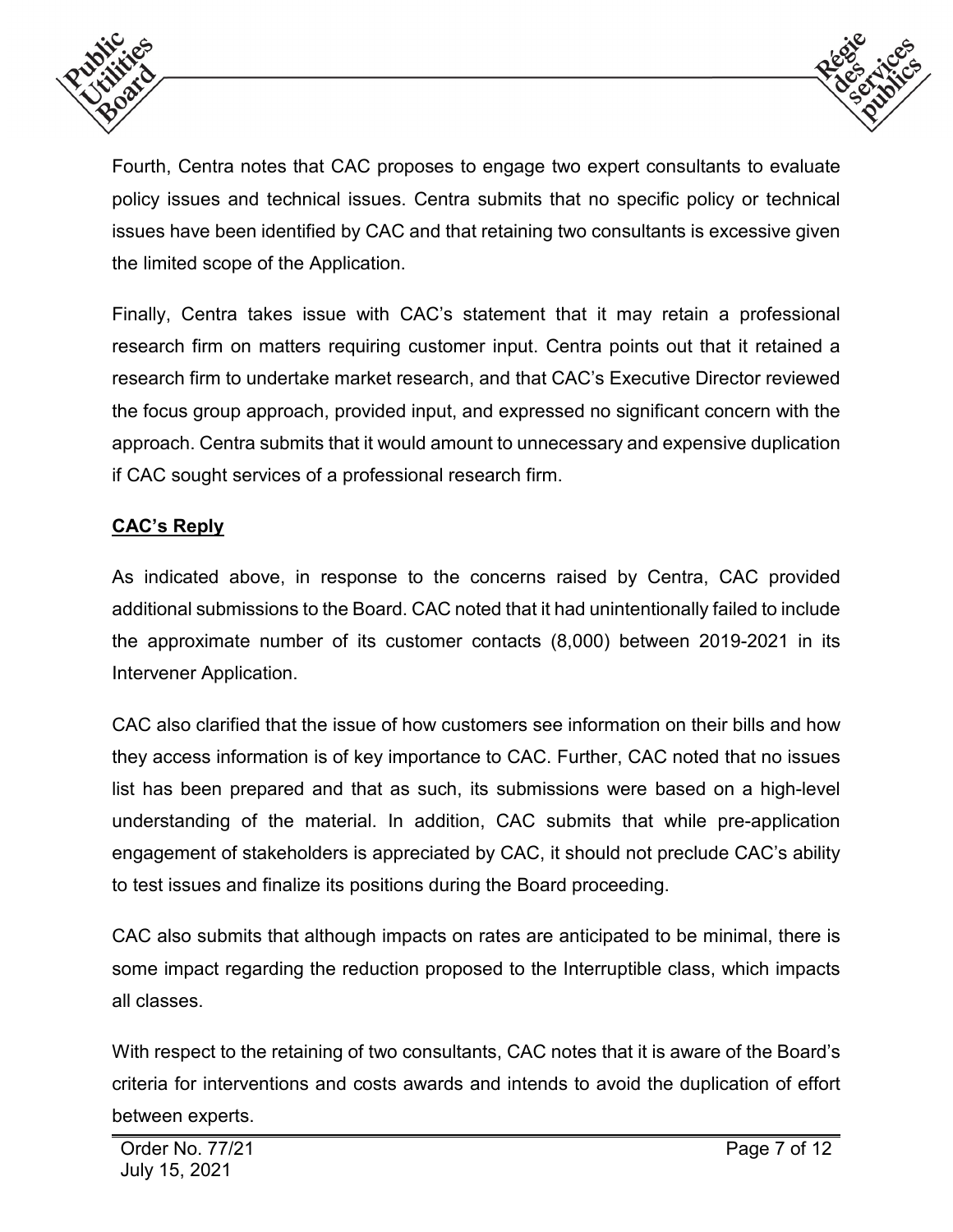Fourth, Centra notes that CAC proposes to engage two expert consultants to evaluate policy issues and technical issues. Centra submits that no specific policy or technical issues have been identified by CAC and that retaining two consultants is excessive given the limited scope of the Application.

Finally, Centra takes issue with CAC's statement that it may retain a professional research firm on matters requiring customer input. Centra points out that it retained a research firm to undertake market research, and that CAC's Executive Director reviewed the focus group approach, provided input, and expressed no significant concern with the approach. Centra submits that it would amount to unnecessary and expensive duplication if CAC sought services of a professional research firm.

**CAC's Reply**

As indicated above, in response to the concerns raised by Centra, CAC provided additional submissions to the Board. CAC noted that it had unintentionally failed to include the approximate number of its customer contacts (8,000) between 2019-2021 in its Intervener Application.

CAC also clarified that the issue of how customers see information on their bills and how they access information is of key importance to CAC. Further, CAC noted that no issues list has been prepared and that as such, its submissions were based on a high-level understanding of the material. In addition, CAC submits that while pre-application engagement of stakeholders is appreciated by CAC, it should not preclude CAC's ability to test issues and finalize its positions during the Board proceeding.

CAC also submits that although impacts on rates are anticipated to be minimal, there is some impact regarding the reduction proposed to the Interruptible class, which impacts all classes.

With respect to the retaining of two consultants, CAC notes that it is aware of the Board's criteria for interventions and costs awards and intends to avoid the duplication of effort between experts.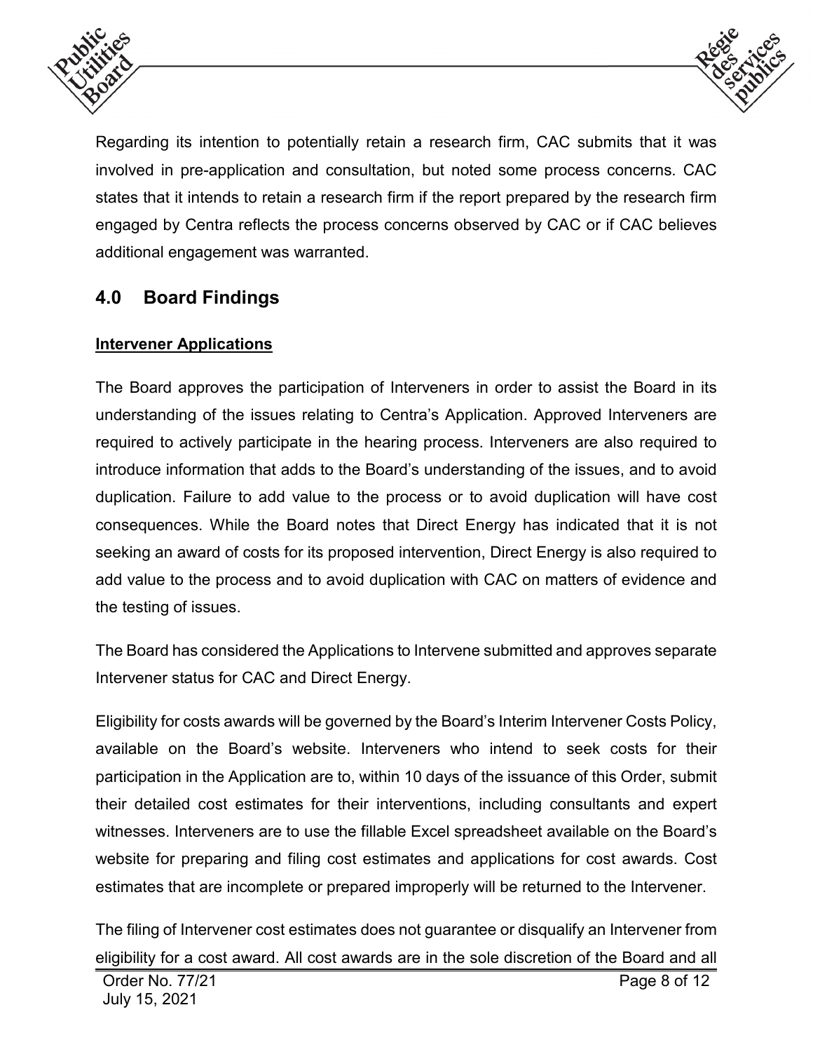Regarding its intention to potentially retain a research firm, CAC submits that it was involved in pre-application and consultation, but noted some process concerns. CAC states that it intends to retain a research firm if the report prepared by the research firm engaged by Centra reflects the process concerns observed by CAC or if CAC believes additional engagement was warranted.

## 4.0 Board Findings

**Intervener Applications**

The Board approves the participation of Interveners in order to assist the Board in its understanding of the issues relating to Centra's Application. Approved Interveners are required to actively participate in the hearing process. Interveners are also required to introduce information that adds to the Board's understanding of the issues, and to avoid duplication. Failure to add value to the process or to avoid duplication will have cost consequences. While the Board notes that Direct Energy has indicated that it is not seeking an award of costs for its proposed intervention, Direct Energy is also required to add value to the process and to avoid duplication with CAC on matters of evidence and the testing of issues.

The Board has considered the Applications to Intervene submitted and approves separate Intervener status for CAC and Direct Energy.

Eligibility for costs awards will be governed by the Board's Interim Intervener Costs Policy, available on the Board's website. Interveners who intend to seek costs for their participation in the Application are to, within 10 days of the issuance of this Order, submit their detailed cost estimates for their interventions, including consultants and expert witnesses. Interveners are to use the fillable Excel spreadsheet available on the Board's website for preparing and filing cost estimates and applications for cost awards. Cost estimates that are incomplete or prepared improperly will be returned to the Intervener.

The filing of Intervener cost estimates does not guarantee or disqualify an Intervener from eligibility for a cost award. All cost awards are in the sole discretion of the Board and all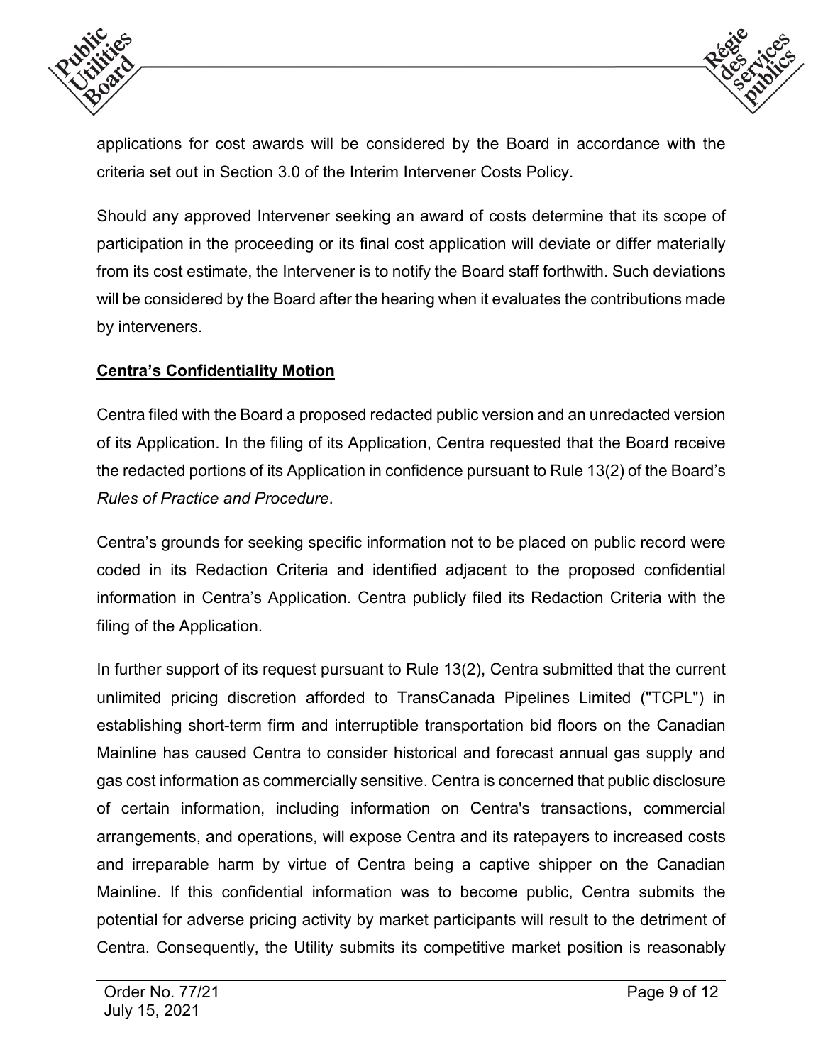applications for cost awards will be considered by the Board in accordance with the criteria set out in Section 3.0 of the Interim Intervener Costs Policy.

Should any approved Intervener seeking an award of costs determine that its scope of participation in the proceeding or its final cost application will deviate or differ materially from its cost estimate, the Intervener is to notify the Board staff forthwith. Such deviations will be considered by the Board after the hearing when it evaluates the contributions made by interveners.

**Centra's Confidentiality Motion**

Centra filed with the Board a proposed redacted public version and an unredacted version of its Application. In the filing of its Application, Centra requested that the Board receive the redacted portions of its Application in confidence pursuant to Rule 13(2) of the Board's *Rules of Practice and Procedure*.

Centra's grounds for seeking specific information not to be placed on public record were coded in its Redaction Criteria and identified adjacent to the proposed confidential information in Centra's Application. Centra publicly filed its Redaction Criteria with the filing of the Application.

In further support of its request pursuant to Rule 13(2), Centra submitted that the current unlimited pricing discretion afforded to TransCanada Pipelines Limited ("TCPL") in establishing short-term firm and interruptible transportation bid floors on the Canadian Mainline has caused Centra to consider historical and forecast annual gas supply and gas cost information as commercially sensitive. Centra is concerned that public disclosure of certain information, including information on Centra's transactions, commercial arrangements, and operations, will expose Centra and its ratepayers to increased costs and irreparable harm by virtue of Centra being a captive shipper on the Canadian Mainline. If this confidential information was to become public, Centra submits the potential for adverse pricing activity by market participants will result to the detriment of Centra. Consequently, the Utility submits its competitive market position is reasonably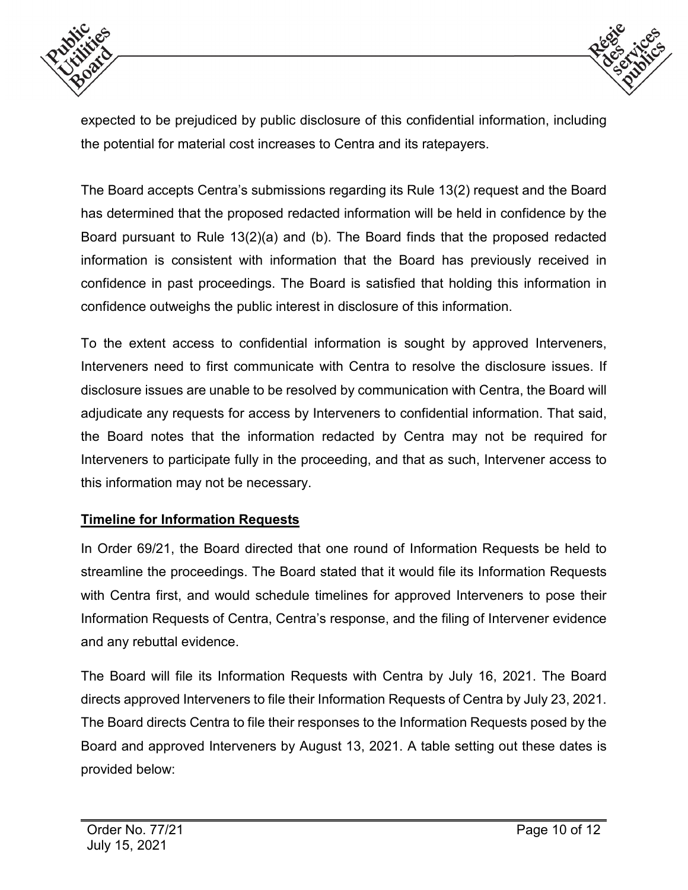expected to be prejudiced by public disclosure of this confidential information, including the potential for material cost increases to Centra and its ratepayers.

The Board accepts Centra's submissions regarding its Rule 13(2) request and the Board has determined that the proposed redacted information will be held in confidence by the Board pursuant to Rule 13(2)(a) and (b). The Board finds that the proposed redacted information is consistent with information that the Board has previously received in confidence in past proceedings. The Board is satisfied that holding this information in confidence outweighs the public interest in disclosure of this information.

To the extent access to confidential information is sought by approved Interveners, Interveners need to first communicate with Centra to resolve the disclosure issues. If disclosure issues are unable to be resolved by communication with Centra, the Board will adjudicate any requests for access by Interveners to confidential information. That said, the Board notes that the information redacted by Centra may not be required for Interveners to participate fully in the proceeding, and that as such, Intervener access to this information may not be necessary.

## Timeline for Information Requests

In Order 69/21, the Board directed that one round of Information Requests be held to streamline the proceedings. The Board stated that it would file its Information Requests with Centra first, and would schedule timelines for approved Interveners to pose their Information Requests of Centra, Centra's response, and the filing of Intervener evidence and any rebuttal evidence.

The Board will file its Information Requests with Centra by July 16, 2021. The Board directs approved Interveners to file their Information Requests of Centra by July 23, 2021. The Board directs Centra to file their responses to the Information Requests posed by the Board and approved Interveners by August 13, 2021. A table setting out these dates is provided below: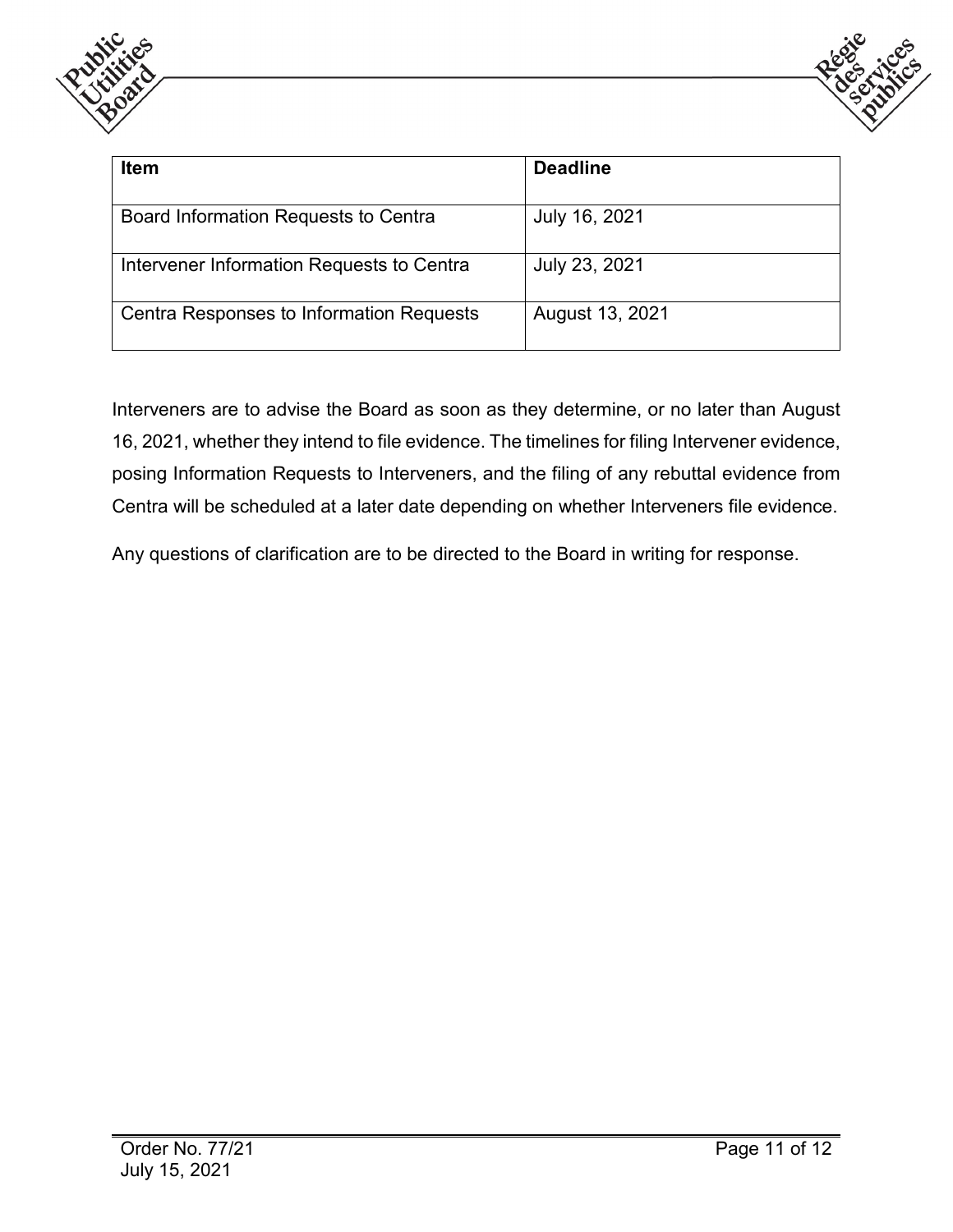| Item | Deadline |
|---|---|
| Board Information Requests to Centra | July 16, 2021 |
| Intervener Information Requests to Centra | July 23, 2021 |
| Centra Responses to Information Requests | August 13, 2021 |

Interveners are to advise the Board as soon as they determine, or no later than August 16, 2021, whether they intend to file evidence. The timelines for filing Intervener evidence, posing Information Requests to Interveners, and the filing of any rebuttal evidence from Centra will be scheduled at a later date depending on whether Interveners file evidence.

Any questions of clarification are to be directed to the Board in writing for response.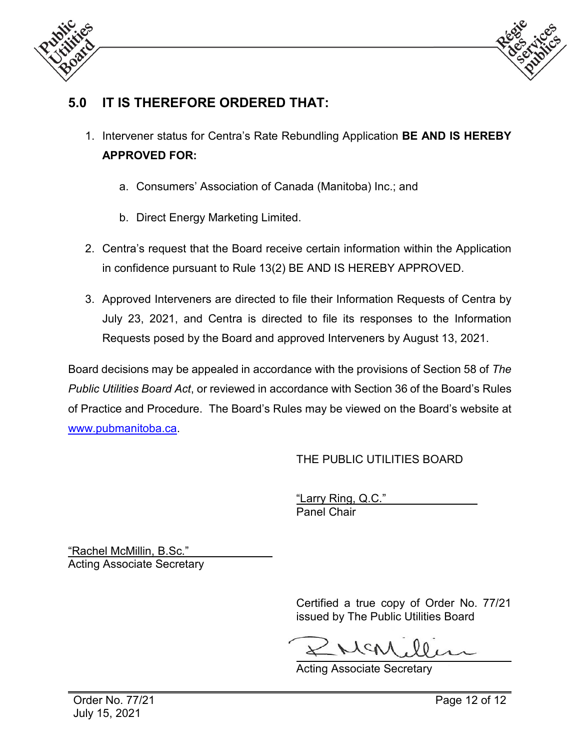## 5.0 IT IS THEREFORE ORDERED THAT:

1. Intervener status for Centra's Rate Rebundling Application **BE AND IS HEREBY APPROVED FOR:**

   a. Consumers' Association of Canada (Manitoba) Inc.; and

   b. Direct Energy Marketing Limited.

2. Centra's request that the Board receive certain information within the Application in confidence pursuant to Rule 13(2) BE AND IS HEREBY APPROVED.

3. Approved Interveners are directed to file their Information Requests of Centra by July 23, 2021, and Centra is directed to file its responses to the Information Requests posed by the Board and approved Interveners by August 13, 2021.

Board decisions may be appealed in accordance with the provisions of Section 58 of *The Public Utilities Board Act*, or reviewed in accordance with Section 36 of the Board's Rules of Practice and Procedure. The Board's Rules may be viewed on the Board's website at www.pubmanitoba.ca.

THE PUBLIC UTILITIES BOARD

"Larry Ring, Q.C."
Panel Chair

"Rachel McMillin, B.Sc."
Acting Associate Secretary

Certified a true copy of Order No. 77/21 issued by The Public Utilities Board

Acting Associate Secretary

Order No. 77/21
July 15, 2021